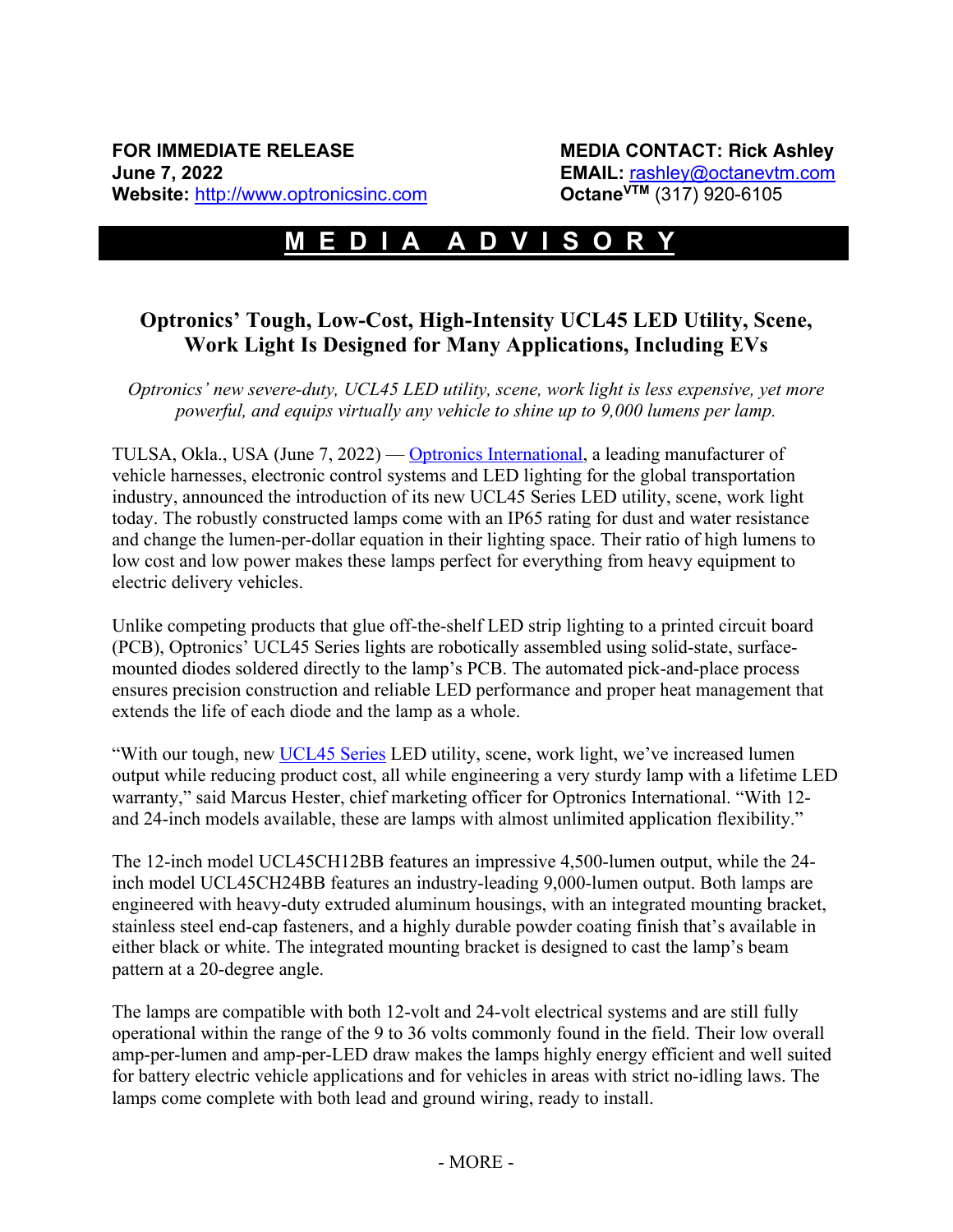**FOR IMMEDIATE RELEASE**
**June 7, 2022**
**Website:** [http://www.optronicsinc.com](http://www.optronicsinc.com)

**MEDIA CONTACT: Rick Ashley**
**EMAIL:** [rashley@octanevtm.com](mailto:rashley@octanevtm.com)
**Octane**VTM (317) 920-6105

# M E D I A   A D V I S O R Y

## Optronics' Tough, Low-Cost, High-Intensity UCL45 LED Utility, Scene, Work Light Is Designed for Many Applications, Including EVs

*Optronics' new severe-duty, UCL45 LED utility, scene, work light is less expensive, yet more powerful, and equips virtually any vehicle to shine up to 9,000 lumens per lamp.*

TULSA, Okla., USA (June 7, 2022) — [Optronics International](), a leading manufacturer of vehicle harnesses, electronic control systems and LED lighting for the global transportation industry, announced the introduction of its new UCL45 Series LED utility, scene, work light today. The robustly constructed lamps come with an IP65 rating for dust and water resistance and change the lumen-per-dollar equation in their lighting space. Their ratio of high lumens to low cost and low power makes these lamps perfect for everything from heavy equipment to electric delivery vehicles.

Unlike competing products that glue off-the-shelf LED strip lighting to a printed circuit board (PCB), Optronics' UCL45 Series lights are robotically assembled using solid-state, surface-mounted diodes soldered directly to the lamp's PCB. The automated pick-and-place process ensures precision construction and reliable LED performance and proper heat management that extends the life of each diode and the lamp as a whole.

"With our tough, new [UCL45 Series]() LED utility, scene, work light, we've increased lumen output while reducing product cost, all while engineering a very sturdy lamp with a lifetime LED warranty," said Marcus Hester, chief marketing officer for Optronics International. "With 12- and 24-inch models available, these are lamps with almost unlimited application flexibility."

The 12-inch model UCL45CH12BB features an impressive 4,500-lumen output, while the 24-inch model UCL45CH24BB features an industry-leading 9,000-lumen output. Both lamps are engineered with heavy-duty extruded aluminum housings, with an integrated mounting bracket, stainless steel end-cap fasteners, and a highly durable powder coating finish that's available in either black or white. The integrated mounting bracket is designed to cast the lamp's beam pattern at a 20-degree angle.

The lamps are compatible with both 12-volt and 24-volt electrical systems and are still fully operational within the range of the 9 to 36 volts commonly found in the field. Their low overall amp-per-lumen and amp-per-LED draw makes the lamps highly energy efficient and well suited for battery electric vehicle applications and for vehicles in areas with strict no-idling laws. The lamps come complete with both lead and ground wiring, ready to install.

- MORE -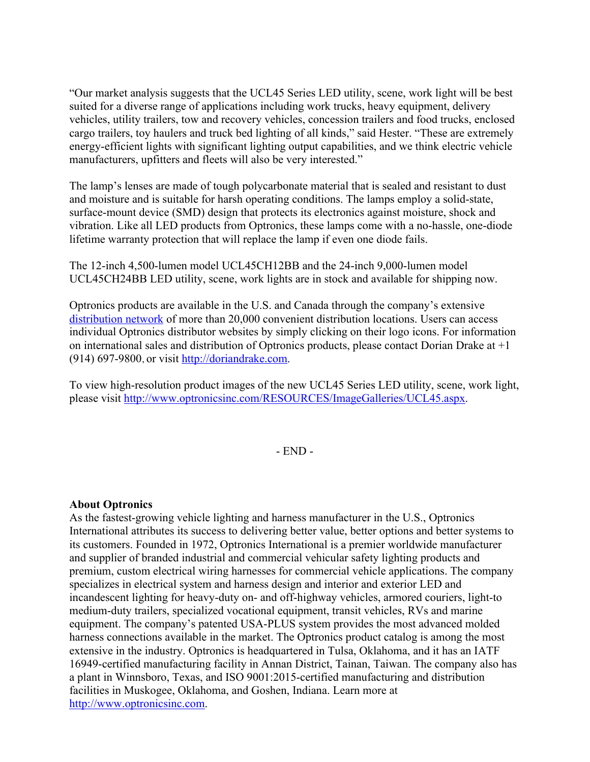"Our market analysis suggests that the UCL45 Series LED utility, scene, work light will be best suited for a diverse range of applications including work trucks, heavy equipment, delivery vehicles, utility trailers, tow and recovery vehicles, concession trailers and food trucks, enclosed cargo trailers, toy haulers and truck bed lighting of all kinds," said Hester. "These are extremely energy-efficient lights with significant lighting output capabilities, and we think electric vehicle manufacturers, upfitters and fleets will also be very interested."

The lamp's lenses are made of tough polycarbonate material that is sealed and resistant to dust and moisture and is suitable for harsh operating conditions. The lamps employ a solid-state, surface-mount device (SMD) design that protects its electronics against moisture, shock and vibration. Like all LED products from Optronics, these lamps come with a no-hassle, one-diode lifetime warranty protection that will replace the lamp if even one diode fails.

The 12-inch 4,500-lumen model UCL45CH12BB and the 24-inch 9,000-lumen model UCL45CH24BB LED utility, scene, work lights are in stock and available for shipping now.

Optronics products are available in the U.S. and Canada through the company's extensive distribution network of more than 20,000 convenient distribution locations. Users can access individual Optronics distributor websites by simply clicking on their logo icons. For information on international sales and distribution of Optronics products, please contact Dorian Drake at +1 (914) 697-9800, or visit http://doriandrake.com.

To view high-resolution product images of the new UCL45 Series LED utility, scene, work light, please visit http://www.optronicsinc.com/RESOURCES/ImageGalleries/UCL45.aspx.

- END -

**About Optronics**

As the fastest-growing vehicle lighting and harness manufacturer in the U.S., Optronics International attributes its success to delivering better value, better options and better systems to its customers. Founded in 1972, Optronics International is a premier worldwide manufacturer and supplier of branded industrial and commercial vehicular safety lighting products and premium, custom electrical wiring harnesses for commercial vehicle applications. The company specializes in electrical system and harness design and interior and exterior LED and incandescent lighting for heavy-duty on- and off-highway vehicles, armored couriers, light-to medium-duty trailers, specialized vocational equipment, transit vehicles, RVs and marine equipment. The company's patented USA-PLUS system provides the most advanced molded harness connections available in the market. The Optronics product catalog is among the most extensive in the industry. Optronics is headquartered in Tulsa, Oklahoma, and it has an IATF 16949-certified manufacturing facility in Annan District, Tainan, Taiwan. The company also has a plant in Winnsboro, Texas, and ISO 9001:2015-certified manufacturing and distribution facilities in Muskogee, Oklahoma, and Goshen, Indiana. Learn more at http://www.optronicsinc.com.